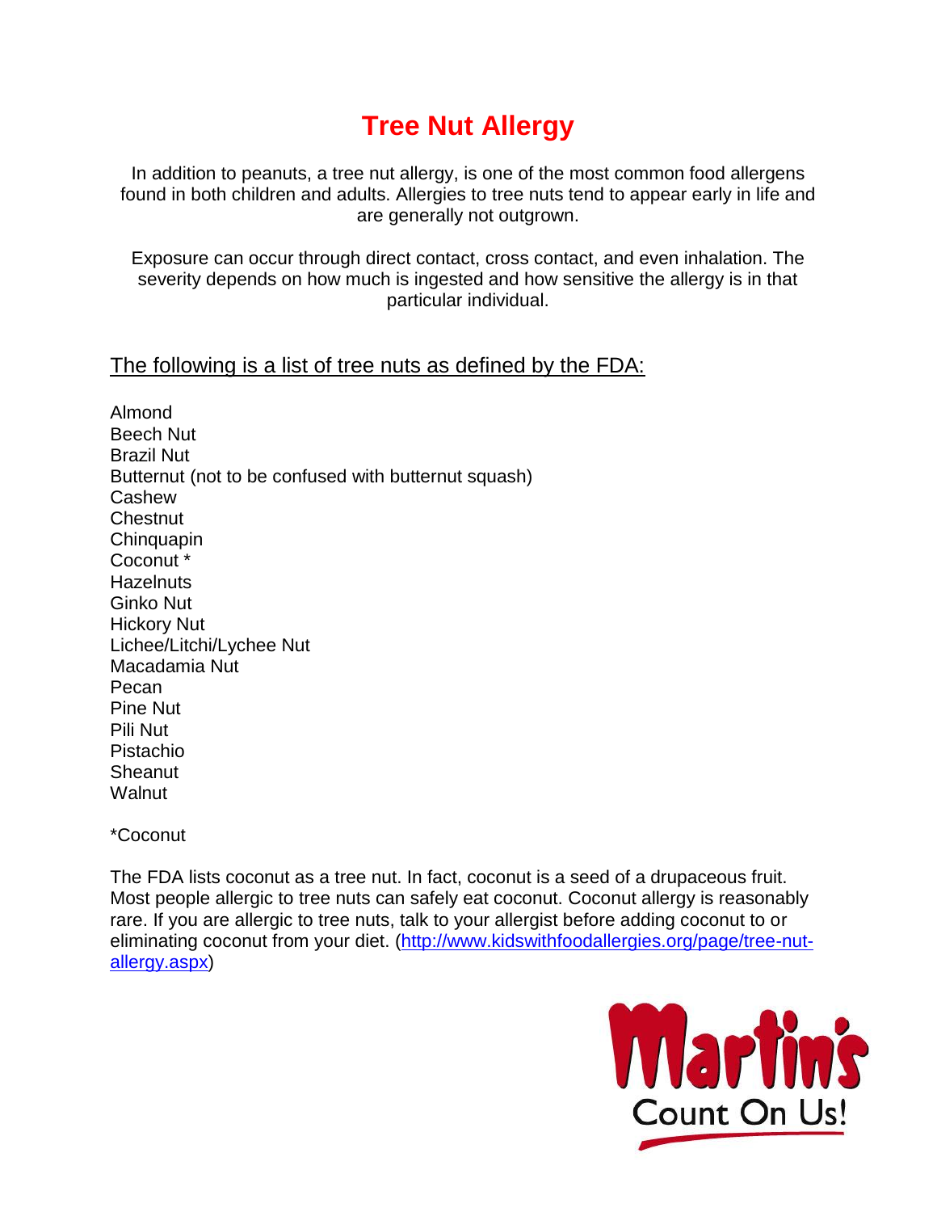# Tree Nut Allergy

In addition to peanuts, a tree nut allergy, is one of the most common food allergens found in both children and adults. Allergies to tree nuts tend to appear early in life and are generally not outgrown.

Exposure can occur through direct contact, cross contact, and even inhalation. The severity depends on how much is ingested and how sensitive the allergy is in that particular individual.

<u>The following is a list of tree nuts as defined by the FDA:</u>

Almond
Beech Nut
Brazil Nut
Butternut (not to be confused with butternut squash)
Cashew
Chestnut
Chinquapin
Coconut *
Hazelnuts
Ginko Nut
Hickory Nut
Lichee/Litchi/Lychee Nut
Macadamia Nut
Pecan
Pine Nut
Pili Nut
Pistachio
Sheanut
Walnut

*Coconut

The FDA lists coconut as a tree nut. In fact, coconut is a seed of a drupaceous fruit. Most people allergic to tree nuts can safely eat coconut. Coconut allergy is reasonably rare. If you are allergic to tree nuts, talk to your allergist before adding coconut to or eliminating coconut from your diet. (http://www.kidswithfoodallergies.org/page/tree-nut-allergy.aspx)

Martin's Count On Us!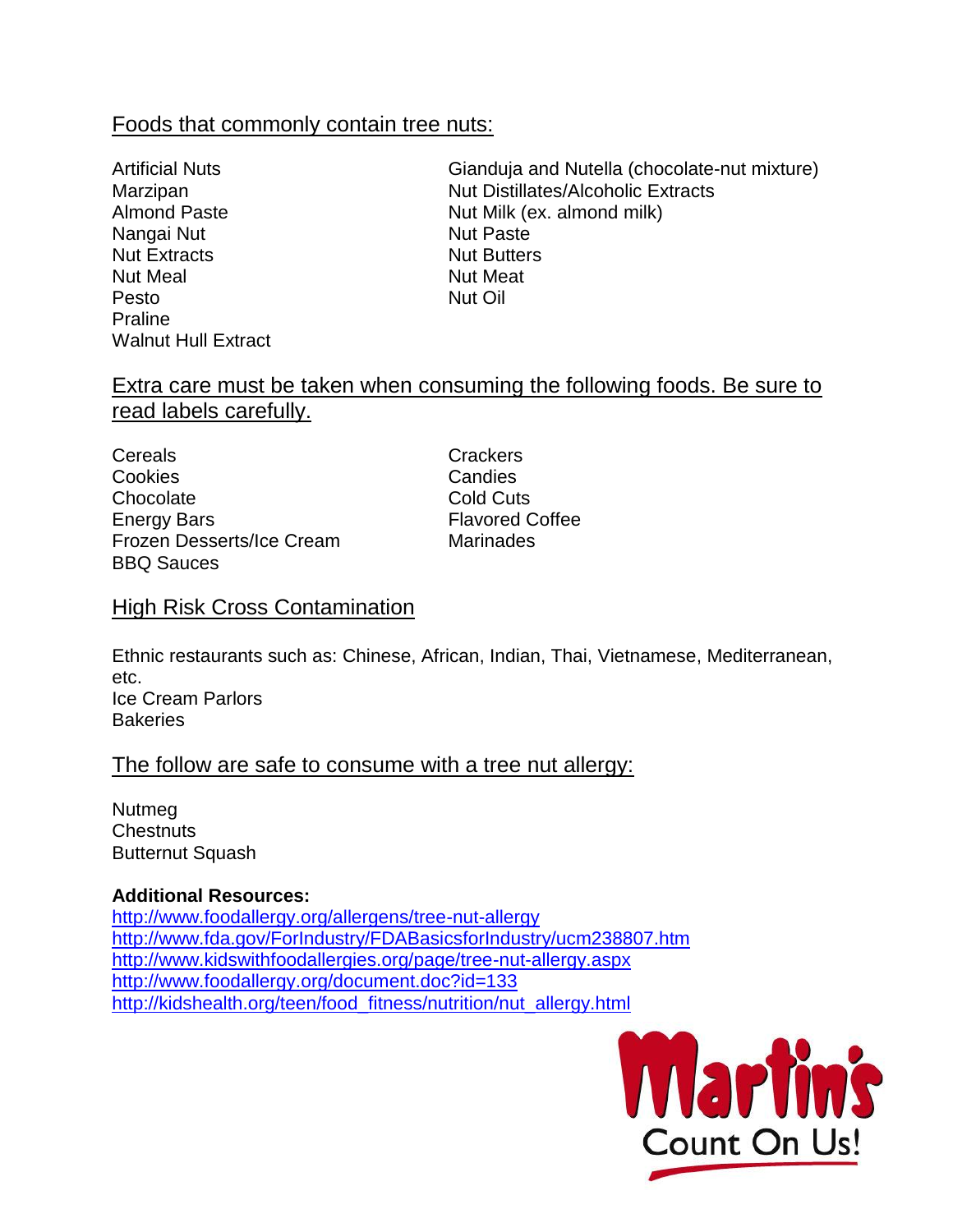## Foods that commonly contain tree nuts:

- Artificial Nuts
- Marzipan
- Almond Paste
- Nangai Nut
- Nut Extracts
- Nut Meal
- Pesto
- Praline
- Walnut Hull Extract
- Gianduja and Nutella (chocolate-nut mixture)
- Nut Distillates/Alcoholic Extracts
- Nut Milk (ex. almond milk)
- Nut Paste
- Nut Butters
- Nut Meat
- Nut Oil

## Extra care must be taken when consuming the following foods. Be sure to read labels carefully.

- Cereals
- Cookies
- Chocolate
- Energy Bars
- Frozen Desserts/Ice Cream
- BBQ Sauces
- Crackers
- Candies
- Cold Cuts
- Flavored Coffee
- Marinades

## High Risk Cross Contamination

Ethnic restaurants such as: Chinese, African, Indian, Thai, Vietnamese, Mediterranean, etc.
Ice Cream Parlors
Bakeries

## The follow are safe to consume with a tree nut allergy:

- Nutmeg
- Chestnuts
- Butternut Squash

**Additional Resources:**

http://www.foodallergy.org/allergens/tree-nut-allergy
http://www.fda.gov/ForIndustry/FDABasicsforIndustry/ucm238807.htm
http://www.kidswithfoodallergies.org/page/tree-nut-allergy.aspx
http://www.foodallergy.org/document.doc?id=133
http://kidshealth.org/teen/food_fitness/nutrition/nut_allergy.html

Martin's
Count On Us!